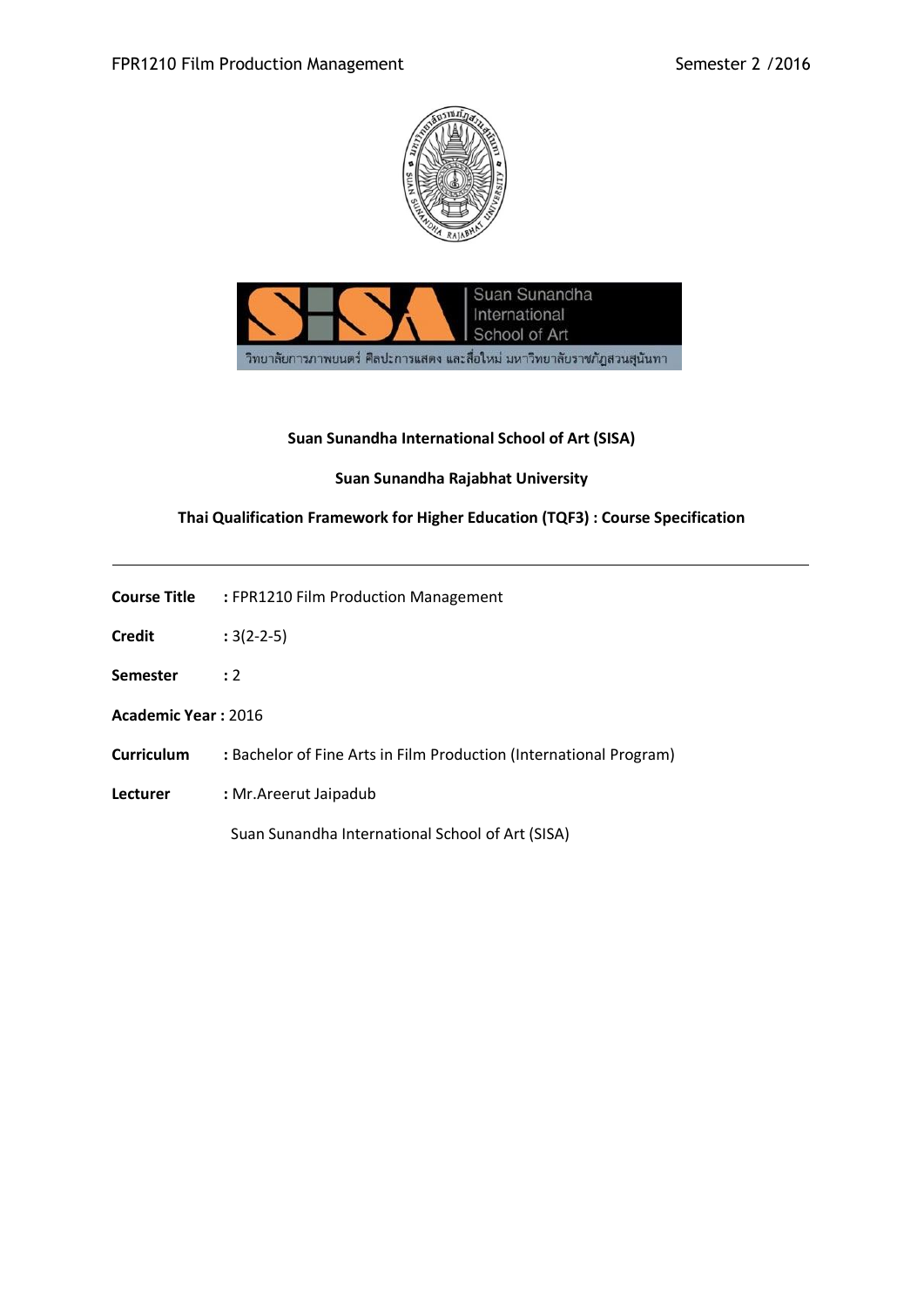**Suan Sunandha International School of Art (SISA)**

**Suan Sunandha Rajabhat University**

**Thai Qualification Framework for Higher Education (TQF3) : Course Specification**

---

**Course Title** : FPR1210 Film Production Management

**Credit** : 3(2-2-5)

**Semester** : 2

**Academic Year :** 2016

**Curriculum** : Bachelor of Fine Arts in Film Production (International Program)

**Lecturer** : Mr.Areerut Jaipadub

Suan Sunandha International School of Art (SISA)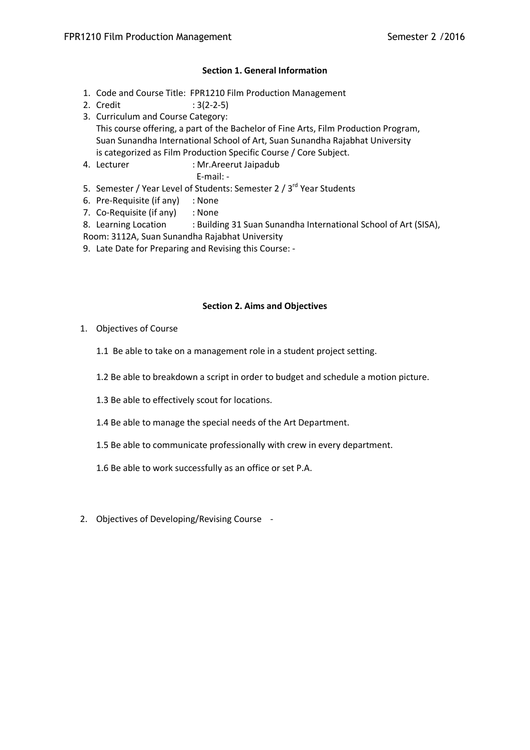### Section 1. General Information

1. Code and Course Title: FPR1210 Film Production Management
2. Credit : 3(2-2-5)
3. Curriculum and Course Category:
   This course offering, a part of the Bachelor of Fine Arts, Film Production Program, Suan Sunandha International School of Art, Suan Sunandha Rajabhat University is categorized as Film Production Specific Course / Core Subject.
4. Lecturer : Mr.Areerut Jaipadub
   E-mail: -
5. Semester / Year Level of Students: Semester 2 / 3rd Year Students
6. Pre-Requisite (if any) : None
7. Co-Requisite (if any) : None
8. Learning Location : Building 31 Suan Sunandha International School of Art (SISA), Room: 3112A, Suan Sunandha Rajabhat University
9. Late Date for Preparing and Revising this Course: -

### Section 2. Aims and Objectives

1. Objectives of Course

   1.1 Be able to take on a management role in a student project setting.

   1.2 Be able to breakdown a script in order to budget and schedule a motion picture.

   1.3 Be able to effectively scout for locations.

   1.4 Be able to manage the special needs of the Art Department.

   1.5 Be able to communicate professionally with crew in every department.

   1.6 Be able to work successfully as an office or set P.A.

2. Objectives of Developing/Revising Course -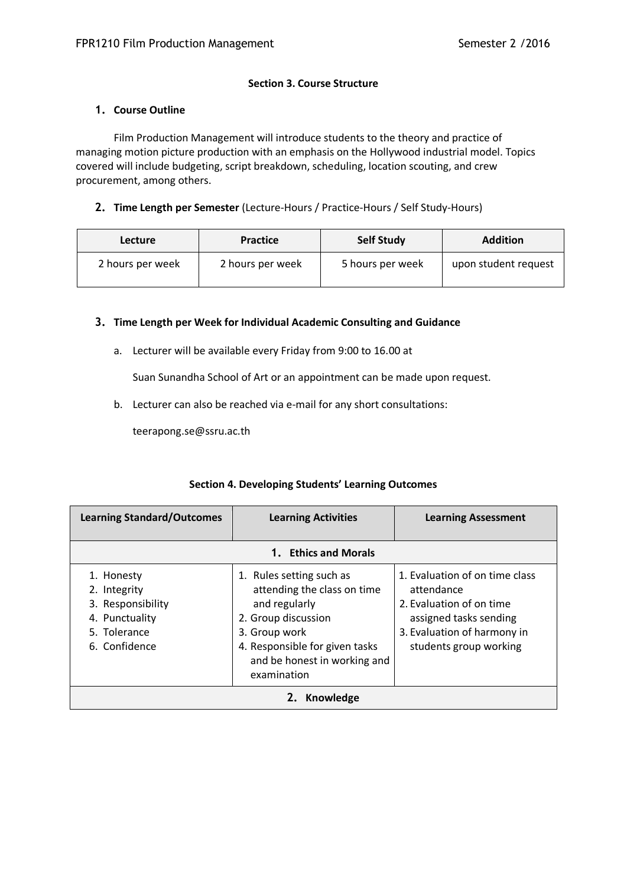**Section 3. Course Structure**

**1. Course Outline**

Film Production Management will introduce students to the theory and practice of managing motion picture production with an emphasis on the Hollywood industrial model. Topics covered will include budgeting, script breakdown, scheduling, location scouting, and crew procurement, among others.

**2. Time Length per Semester** (Lecture-Hours / Practice-Hours / Self Study-Hours)

| Lecture | Practice | Self Study | Addition |
|---|---|---|---|
| 2 hours per week | 2 hours per week | 5 hours per week | upon student request |

**3. Time Length per Week for Individual Academic Consulting and Guidance**

a. Lecturer will be available every Friday from 9:00 to 16.00 at

Suan Sunandha School of Art or an appointment can be made upon request.

b. Lecturer can also be reached via e-mail for any short consultations:

teerapong.se@ssru.ac.th

**Section 4. Developing Students' Learning Outcomes**

| Learning Standard/Outcomes | Learning Activities | Learning Assessment |
|---|---|---|
| **1. Ethics and Morals** | | |
| 1. Honesty<br>2. Integrity<br>3. Responsibility<br>4. Punctuality<br>5. Tolerance<br>6. Confidence | 1. Rules setting such as attending the class on time and regularly<br>2. Group discussion<br>3. Group work<br>4. Responsible for given tasks and be honest in working and examination | 1. Evaluation of on time class attendance<br>2. Evaluation of on time assigned tasks sending<br>3. Evaluation of harmony in students group working |
| **2. Knowledge** | | |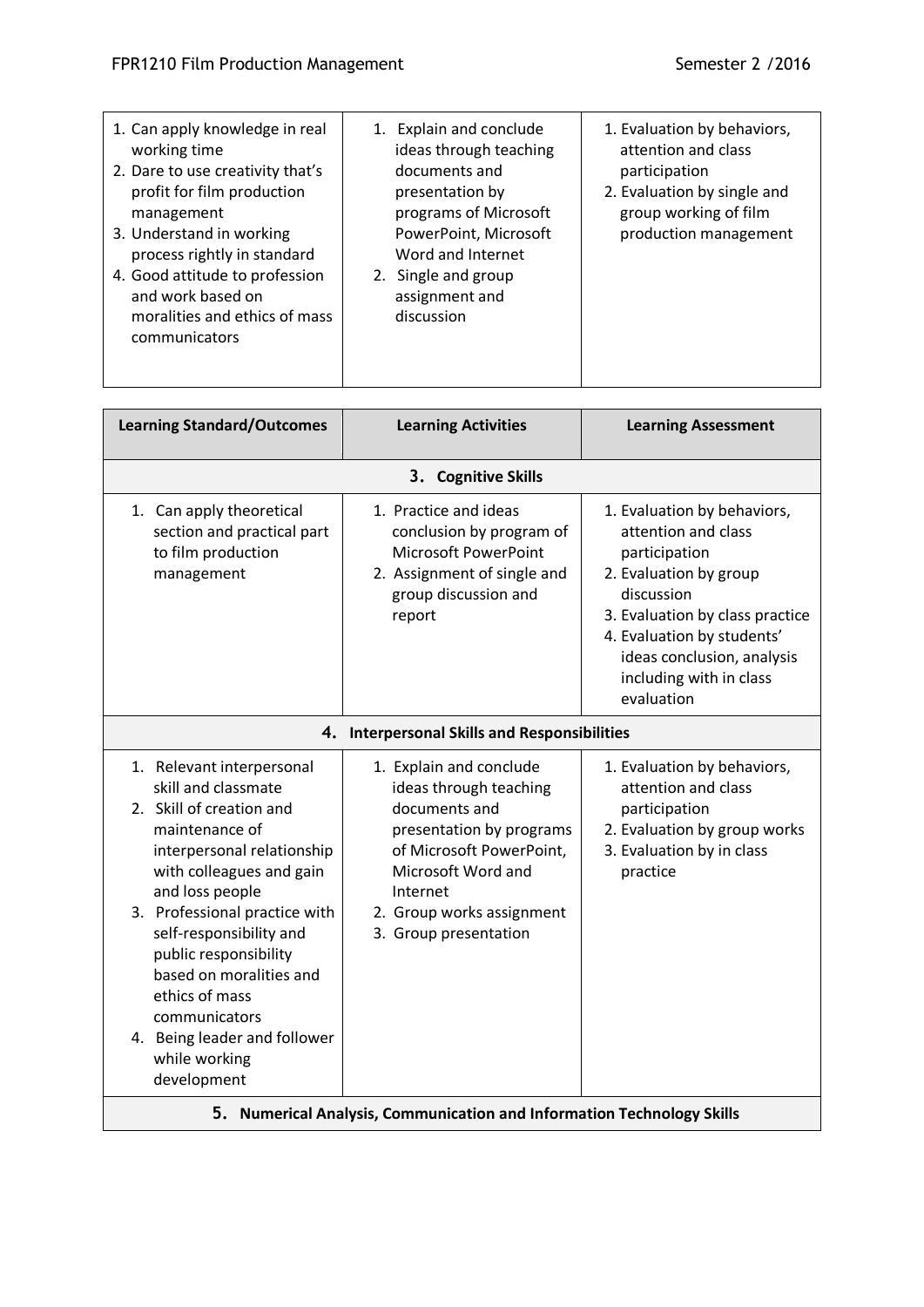| | | |
|---|---|---|
| 1. Can apply knowledge in real working time<br>2. Dare to use creativity that's profit for film production management<br>3. Understand in working process rightly in standard<br>4. Good attitude to profession and work based on moralities and ethics of mass communicators | 1. Explain and conclude ideas through teaching documents and presentation by programs of Microsoft PowerPoint, Microsoft Word and Internet<br>2. Single and group assignment and discussion | 1. Evaluation by behaviors, attention and class participation<br>2. Evaluation by single and group working of film production management |

| Learning Standard/Outcomes | Learning Activities | Learning Assessment |
|---|---|---|
| **3. Cognitive Skills** | | |
| 1. Can apply theoretical section and practical part to film production management | 1. Practice and ideas conclusion by program of Microsoft PowerPoint<br>2. Assignment of single and group discussion and report | 1. Evaluation by behaviors, attention and class participation<br>2. Evaluation by group discussion<br>3. Evaluation by class practice<br>4. Evaluation by students' ideas conclusion, analysis including with in class evaluation |
| **4. Interpersonal Skills and Responsibilities** | | |
| 1. Relevant interpersonal skill and classmate<br>2. Skill of creation and maintenance of interpersonal relationship with colleagues and gain and loss people<br>3. Professional practice with self-responsibility and public responsibility based on moralities and ethics of mass communicators<br>4. Being leader and follower while working development | 1. Explain and conclude ideas through teaching documents and presentation by programs of Microsoft PowerPoint, Microsoft Word and Internet<br>2. Group works assignment<br>3. Group presentation | 1. Evaluation by behaviors, attention and class participation<br>2. Evaluation by group works<br>3. Evaluation by in class practice |
| **5. Numerical Analysis, Communication and Information Technology Skills** | | |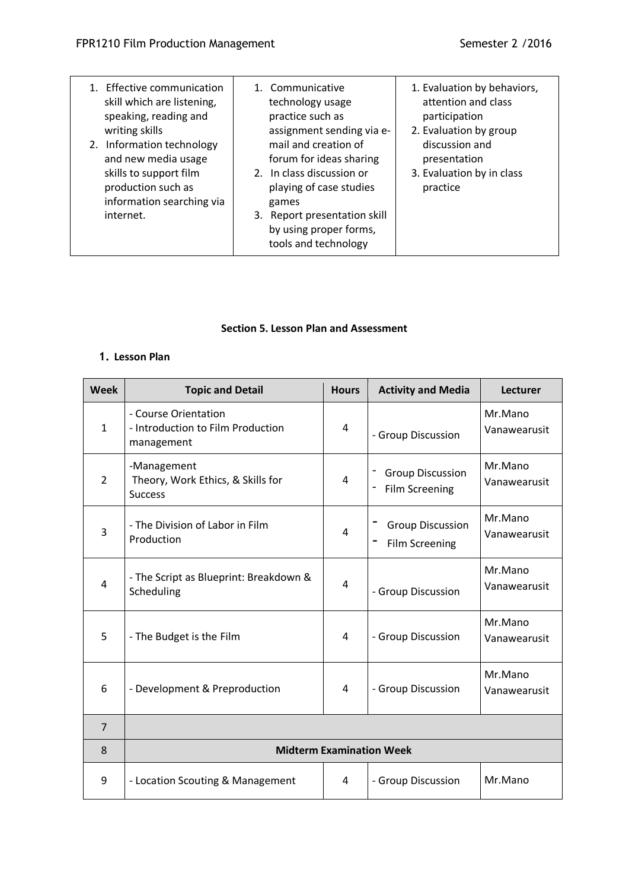| | | |
|---|---|---|
| 1. Effective communication skill which are listening, speaking, reading and writing skills<br>2. Information technology and new media usage skills to support film production such as information searching via internet. | 1. Communicative technology usage practice such as assignment sending via e-mail and creation of forum for ideas sharing<br>2. In class discussion or playing of case studies games<br>3. Report presentation skill by using proper forms, tools and technology | 1. Evaluation by behaviors, attention and class participation<br>2. Evaluation by group discussion and presentation<br>3. Evaluation by in class practice |

**Section 5. Lesson Plan and Assessment**

**1. Lesson Plan**

| Week | Topic and Detail | Hours | Activity and Media | Lecturer |
|---|---|---|---|---|
| 1 | - Course Orientation<br>- Introduction to Film Production management | 4 | - Group Discussion | Mr.Mano Vanawearusit |
| 2 | -Management<br>Theory, Work Ethics, & Skills for Success | 4 | - Group Discussion<br>- Film Screening | Mr.Mano Vanawearusit |
| 3 | - The Division of Labor in Film Production | 4 | - Group Discussion<br>- Film Screening | Mr.Mano Vanawearusit |
| 4 | - The Script as Blueprint: Breakdown & Scheduling | 4 | - Group Discussion | Mr.Mano Vanawearusit |
| 5 | - The Budget is the Film | 4 | - Group Discussion | Mr.Mano Vanawearusit |
| 6 | - Development & Preproduction | 4 | - Group Discussion | Mr.Mano Vanawearusit |
| 7 | | | | |
| 8 | **Midterm Examination Week** | | | |
| 9 | - Location Scouting & Management | 4 | - Group Discussion | Mr.Mano |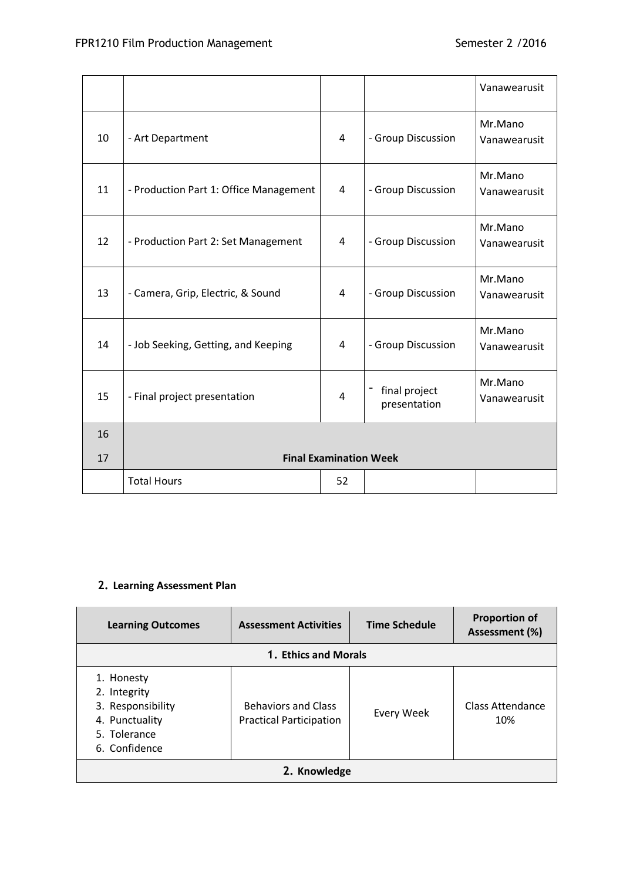| | | | | Vanawearusit |
|---|---|---|---|---|
| 10 | - Art Department | 4 | - Group Discussion | Mr.Mano Vanawearusit |
| 11 | - Production Part 1: Office Management | 4 | - Group Discussion | Mr.Mano Vanawearusit |
| 12 | - Production Part 2: Set Management | 4 | - Group Discussion | Mr.Mano Vanawearusit |
| 13 | - Camera, Grip, Electric, & Sound | 4 | - Group Discussion | Mr.Mano Vanawearusit |
| 14 | - Job Seeking, Getting, and Keeping | 4 | - Group Discussion | Mr.Mano Vanawearusit |
| 15 | - Final project presentation | 4 | - final project presentation | Mr.Mano Vanawearusit |
| 16 | | | | |
| 17 | **Final Examination Week** | | | |
| | Total Hours | 52 | | |

## 2. Learning Assessment Plan

| Learning Outcomes | Assessment Activities | Time Schedule | Proportion of Assessment (%) |
|---|---|---|---|
| **1. Ethics and Morals** | | | |
| 1. Honesty<br>2. Integrity<br>3. Responsibility<br>4. Punctuality<br>5. Tolerance<br>6. Confidence | Behaviors and Class Practical Participation | Every Week | Class Attendance 10% |
| **2. Knowledge** | | | |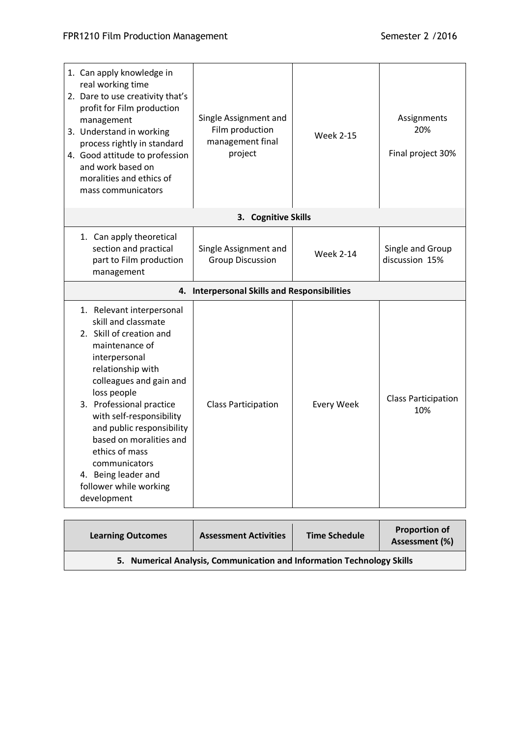| | | | |
|---|---|---|---|
| 1. Can apply knowledge in real working time<br>2. Dare to use creativity that's profit for Film production management<br>3. Understand in working process rightly in standard<br>4. Good attitude to profession and work based on moralities and ethics of mass communicators | Single Assignment and Film production management final project | Week 2-15 | Assignments 20%<br><br>Final project 30% |
| **3. Cognitive Skills** | | | |
| 1. Can apply theoretical section and practical part to Film production management | Single Assignment and Group Discussion | Week 2-14 | Single and Group discussion 15% |
| **4. Interpersonal Skills and Responsibilities** | | | |
| 1. Relevant interpersonal skill and classmate<br>2. Skill of creation and maintenance of interpersonal relationship with colleagues and gain and loss people<br>3. Professional practice with self-responsibility and public responsibility based on moralities and ethics of mass communicators<br>4. Being leader and follower while working development | Class Participation | Every Week | Class Participation 10% |

| Learning Outcomes | Assessment Activities | Time Schedule | Proportion of Assessment (%) |
|---|---|---|---|
| **5. Numerical Analysis, Communication and Information Technology Skills** | | | |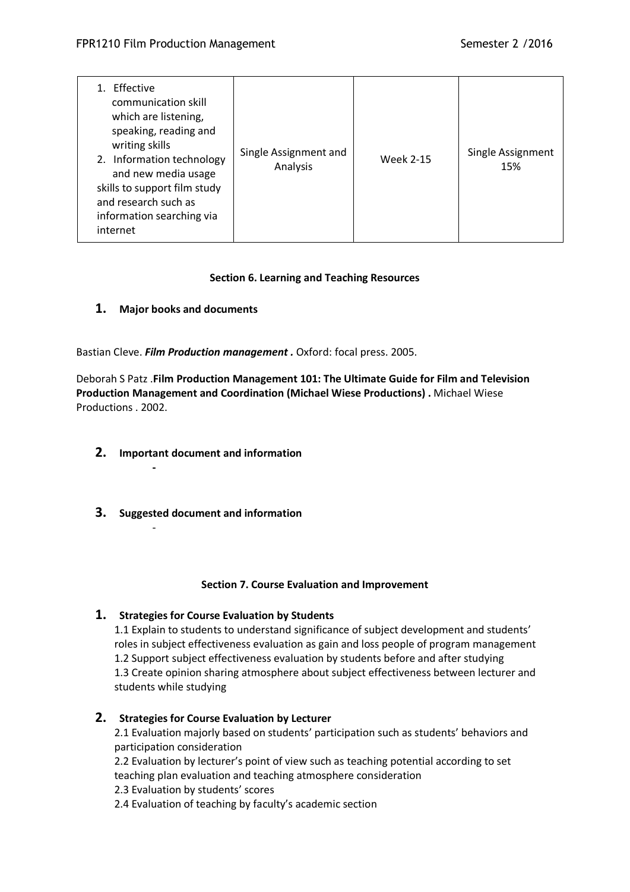| | | | |
|---|---|---|---|
| 1. Effective communication skill which are listening, speaking, reading and writing skills<br>2. Information technology and new media usage skills to support film study and research such as information searching via internet | Single Assignment and Analysis | Week 2-15 | Single Assignment 15% |

**Section 6. Learning and Teaching Resources**

**1. Major books and documents**

Bastian Cleve. ***Film Production management .*** Oxford: focal press. 2005.

Deborah S Patz .**Film Production Management 101: The Ultimate Guide for Film and Television Production Management and Coordination (Michael Wiese Productions) .** Michael Wiese Productions . 2002.

**2. Important document and information**

-

**3. Suggested document and information**

-

**Section 7. Course Evaluation and Improvement**

**1. Strategies for Course Evaluation by Students**

1.1 Explain to students to understand significance of subject development and students' roles in subject effectiveness evaluation as gain and loss people of program management
1.2 Support subject effectiveness evaluation by students before and after studying
1.3 Create opinion sharing atmosphere about subject effectiveness between lecturer and students while studying

**2. Strategies for Course Evaluation by Lecturer**

2.1 Evaluation majorly based on students' participation such as students' behaviors and participation consideration
2.2 Evaluation by lecturer's point of view such as teaching potential according to set teaching plan evaluation and teaching atmosphere consideration
2.3 Evaluation by students' scores
2.4 Evaluation of teaching by faculty's academic section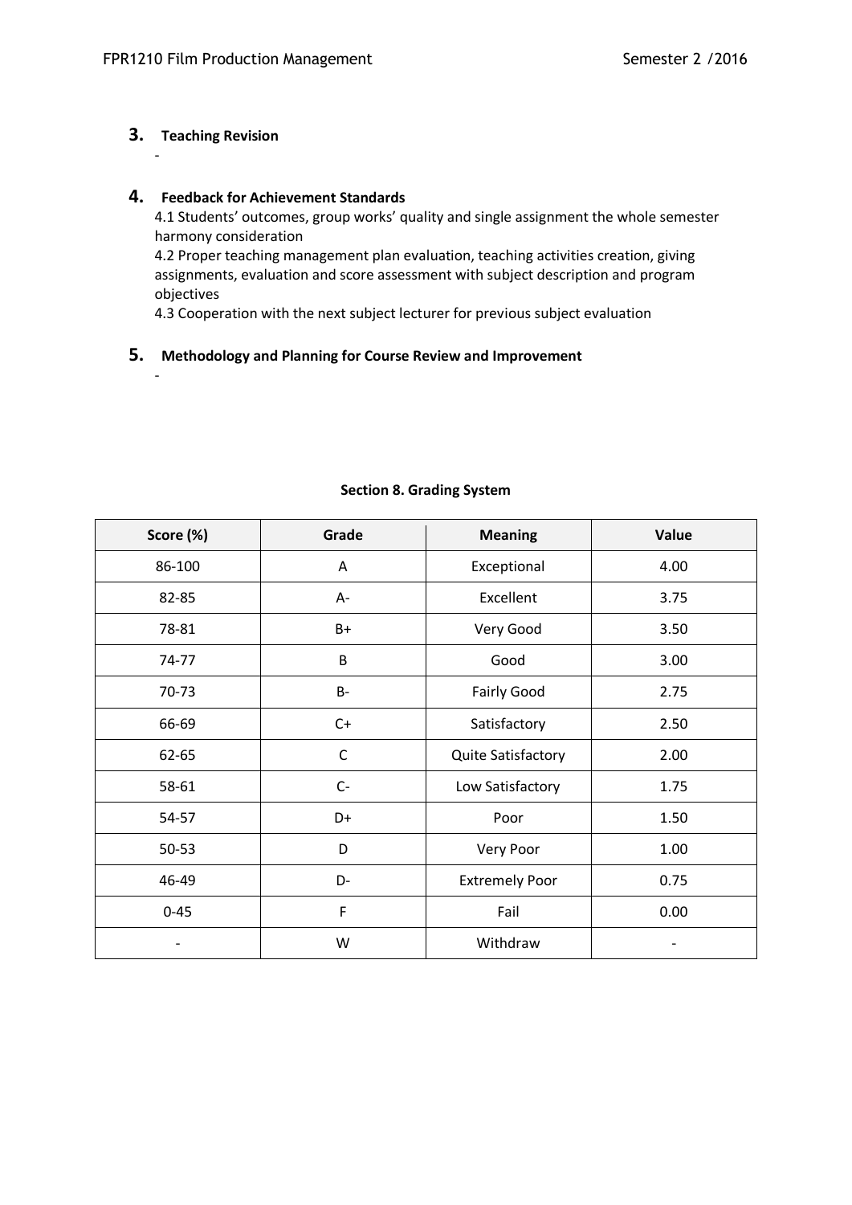## 3. Teaching Revision

-

## 4. Feedback for Achievement Standards

4.1 Students' outcomes, group works' quality and single assignment the whole semester harmony consideration
4.2 Proper teaching management plan evaluation, teaching activities creation, giving assignments, evaluation and score assessment with subject description and program objectives
4.3 Cooperation with the next subject lecturer for previous subject evaluation

## 5. Methodology and Planning for Course Review and Improvement

-

**Section 8. Grading System**

| Score (%) | Grade | Meaning | Value |
|---|---|---|---|
| 86-100 | A | Exceptional | 4.00 |
| 82-85 | A- | Excellent | 3.75 |
| 78-81 | B+ | Very Good | 3.50 |
| 74-77 | B | Good | 3.00 |
| 70-73 | B- | Fairly Good | 2.75 |
| 66-69 | C+ | Satisfactory | 2.50 |
| 62-65 | C | Quite Satisfactory | 2.00 |
| 58-61 | C- | Low Satisfactory | 1.75 |
| 54-57 | D+ | Poor | 1.50 |
| 50-53 | D | Very Poor | 1.00 |
| 46-49 | D- | Extremely Poor | 0.75 |
| 0-45 | F | Fail | 0.00 |
| - | W | Withdraw | - |